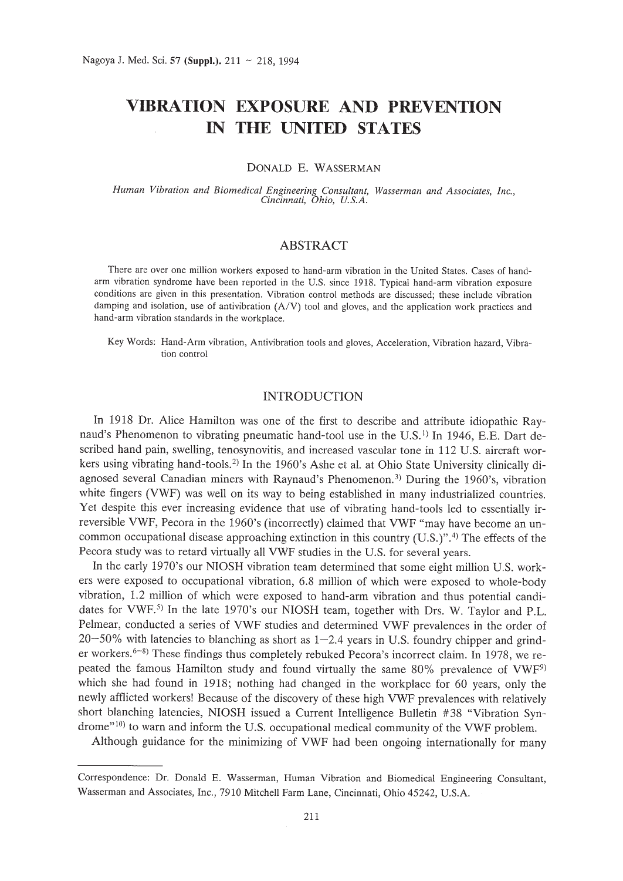# VIBRATION EXPOSURE AND PREVENTION IN THE UNITED STATES

DONALD E. WASSERMAN

*Human Vibration and Biomedical Engineering Consultant, Wasserman and Associates, Inc., Cincinnati, Ohio, U.S.A.*

## ABSTRACT

There are over one million workers exposed to hand-arm vibration in the United States. Cases of hand-arm vibration syndrome have been reported in the U.S. since 1918. Typical hand-arm vibration exposure conditions are given in this presentation. Vibration control methods are discussed; these include vibration damping and isolation, use of antivibration (A/V) tool and gloves, and the application work practices and hand-arm vibration standards in the workplace.

Key Words: Hand-Arm vibration, Antivibration tools and gloves, Acceleration, Vibration hazard, Vibration control

## INTRODUCTION

In 1918 Dr. Alice Hamilton was one of the first to describe and attribute idiopathic Raynaud's Phenomenon to vibrating pneumatic hand-tool use in the U.S.[1] In 1946, E.E. Dart described hand pain, swelling, tenosynovitis, and increased vascular tone in 112 U.S. aircraft workers using vibrating hand-tools.[2] In the 1960's Ashe et al. at Ohio State University clinically diagnosed several Canadian miners with Raynaud's Phenomenon.[3] During the 1960's, vibration white fingers (VWF) was well on its way to being established in many industrialized countries. Yet despite this ever increasing evidence that use of vibrating hand-tools led to essentially irreversible VWF, Pecora in the 1960's (incorrectly) claimed that VWF "may have become an uncommon occupational disease approaching extinction in this country (U.S.)".[4] The effects of the Pecora study was to retard virtually all VWF studies in the U.S. for several years.

In the early 1970's our NIOSH vibration team determined that some eight million U.S. workers were exposed to occupational vibration, 6.8 million of which were exposed to whole-body vibration, 1.2 million of which were exposed to hand-arm vibration and thus potential candidates for VWF.[5] In the late 1970's our NIOSH team, together with Drs. W. Taylor and P.L. Pelmear, conducted a series of VWF studies and determined VWF prevalences in the order of 20–50% with latencies to blanching as short as 1–2.4 years in U.S. foundry chipper and grinder workers.[6–8] These findings thus completely rebuked Pecora's incorrect claim. In 1978, we repeated the famous Hamilton study and found virtually the same 80% prevalence of VWF[9] which she had found in 1918; nothing had changed in the workplace for 60 years, only the newly afflicted workers! Because of the discovery of these high VWF prevalences with relatively short blanching latencies, NIOSH issued a Current Intelligence Bulletin #38 "Vibration Syndrome"[10] to warn and inform the U.S. occupational medical community of the VWF problem.

Although guidance for the minimizing of VWF had been ongoing internationally for many

---

Correspondence: Dr. Donald E. Wasserman, Human Vibration and Biomedical Engineering Consultant, Wasserman and Associates, Inc., 7910 Mitchell Farm Lane, Cincinnati, Ohio 45242, U.S.A.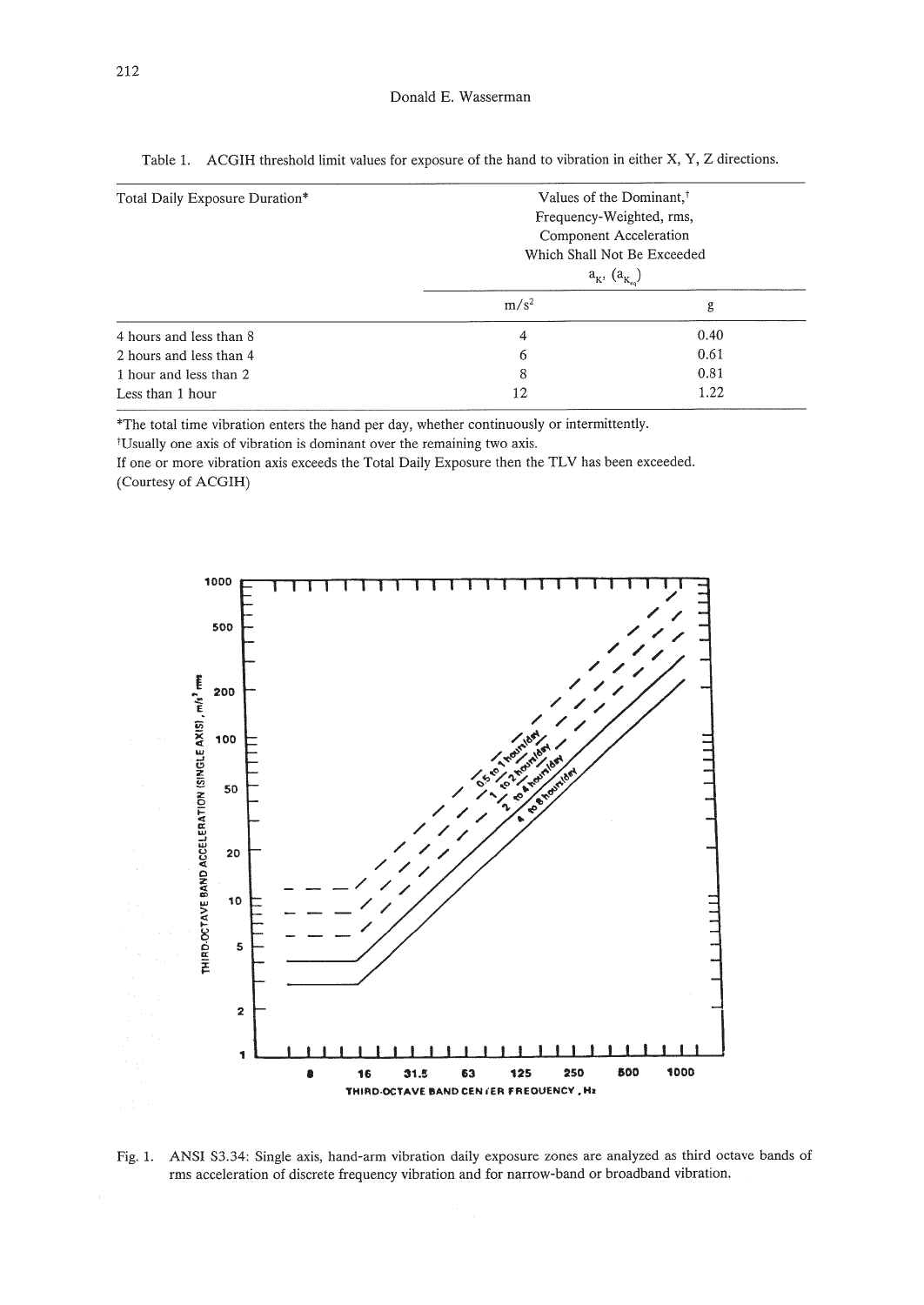Table 1. ACGIH threshold limit values for exposure of the hand to vibration in either X, Y, Z directions.

| Total Daily Exposure Duration* | Values of the Dominant,† Frequency-Weighted, rms, Component Acceleration Which Shall Not Be Exceeded $a_K$, ($a_{K_{eq}}$) | |
|---|---|---|
| | m/s² | g |
| 4 hours and less than 8 | 4 | 0.40 |
| 2 hours and less than 4 | 6 | 0.61 |
| 1 hour and less than 2 | 8 | 0.81 |
| Less than 1 hour | 12 | 1.22 |

*The total time vibration enters the hand per day, whether continuously or intermittently.

†Usually one axis of vibration is dominant over the remaining two axis.

If one or more vibration axis exceeds the Total Daily Exposure then the TLV has been exceeded.

(Courtesy of ACGIH)

Fig. 1. ANSI S3.34: Single axis, hand-arm vibration daily exposure zones are analyzed as third octave bands of rms acceleration of discrete frequency vibration and for narrow-band or broadband vibration.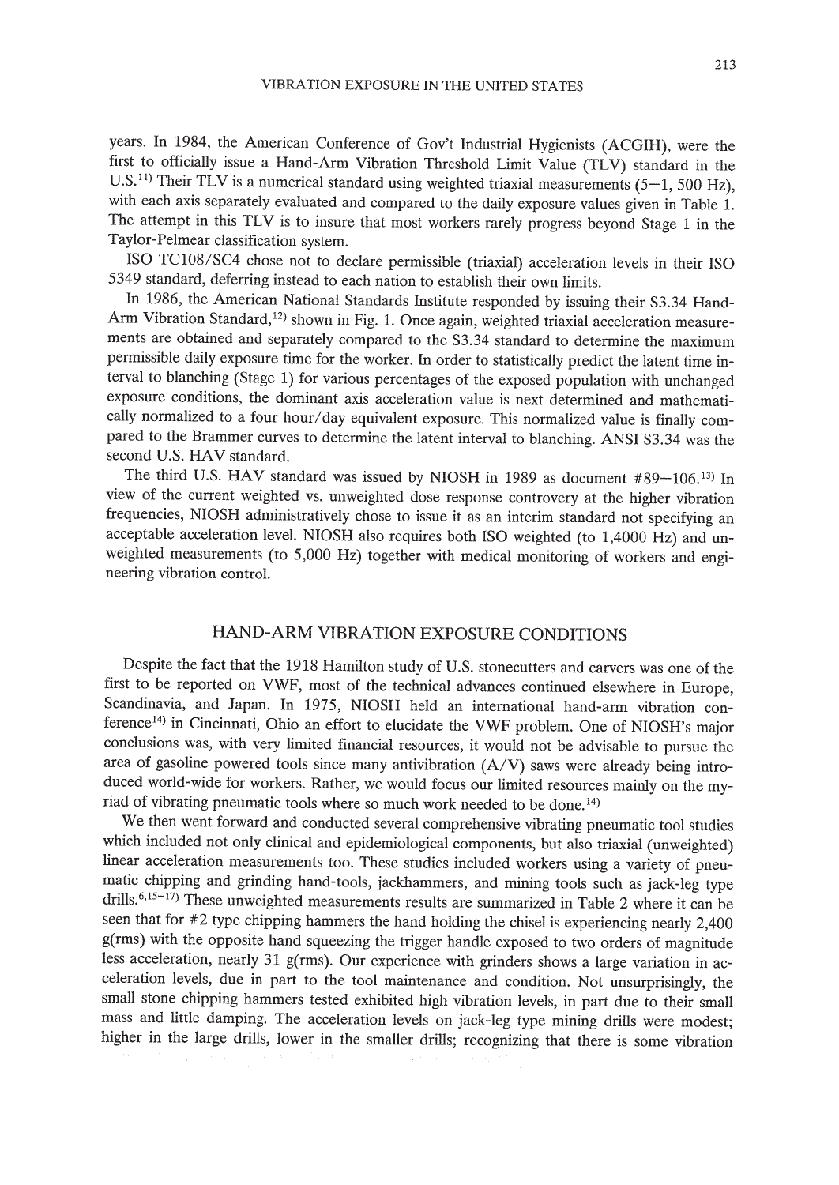years. In 1984, the American Conference of Gov't Industrial Hygienists (ACGIH), were the first to officially issue a Hand-Arm Vibration Threshold Limit Value (TLV) standard in the U.S.[11] Their TLV is a numerical standard using weighted triaxial measurements (5−1, 500 Hz), with each axis separately evaluated and compared to the daily exposure values given in Table 1. The attempt in this TLV is to insure that most workers rarely progress beyond Stage 1 in the Taylor-Pelmear classification system.

ISO TC108/SC4 chose not to declare permissible (triaxial) acceleration levels in their ISO 5349 standard, deferring instead to each nation to establish their own limits.

In 1986, the American National Standards Institute responded by issuing their S3.34 Hand-Arm Vibration Standard,[12] shown in Fig. 1. Once again, weighted triaxial acceleration measurements are obtained and separately compared to the S3.34 standard to determine the maximum permissible daily exposure time for the worker. In order to statistically predict the latent time interval to blanching (Stage 1) for various percentages of the exposed population with unchanged exposure conditions, the dominant axis acceleration value is next determined and mathematically normalized to a four hour/day equivalent exposure. This normalized value is finally compared to the Brammer curves to determine the latent interval to blanching. ANSI S3.34 was the second U.S. HAV standard.

The third U.S. HAV standard was issued by NIOSH in 1989 as document #89−106.[13] In view of the current weighted vs. unweighted dose response controversy at the higher vibration frequencies, NIOSH administratively chose to issue it as an interim standard not specifying an acceptable acceleration level. NIOSH also requires both ISO weighted (to 1,4000 Hz) and unweighted measurements (to 5,000 Hz) together with medical monitoring of workers and engineering vibration control.

## HAND-ARM VIBRATION EXPOSURE CONDITIONS

Despite the fact that the 1918 Hamilton study of U.S. stonecutters and carvers was one of the first to be reported on VWF, most of the technical advances continued elsewhere in Europe, Scandinavia, and Japan. In 1975, NIOSH held an international hand-arm vibration conference[14] in Cincinnati, Ohio an effort to elucidate the VWF problem. One of NIOSH's major conclusions was, with very limited financial resources, it would not be advisable to pursue the area of gasoline powered tools since many antivibration (A/V) saws were already being introduced world-wide for workers. Rather, we would focus our limited resources mainly on the myriad of vibrating pneumatic tools where so much work needed to be done.[14]

We then went forward and conducted several comprehensive vibrating pneumatic tool studies which included not only clinical and epidemiological components, but also triaxial (unweighted) linear acceleration measurements too. These studies included workers using a variety of pneumatic chipping and grinding hand-tools, jackhammers, and mining tools such as jack-leg type drills.[6,15−17] These unweighted measurements results are summarized in Table 2 where it can be seen that for #2 type chipping hammers the hand holding the chisel is experiencing nearly 2,400 g(rms) with the opposite hand squeezing the trigger handle exposed to two orders of magnitude less acceleration, nearly 31 g(rms). Our experience with grinders shows a large variation in acceleration levels, due in part to the tool maintenance and condition. Not unsurprisingly, the small stone chipping hammers tested exhibited high vibration levels, in part due to their small mass and little damping. The acceleration levels on jack-leg type mining drills were modest; higher in the large drills, lower in the smaller drills; recognizing that there is some vibration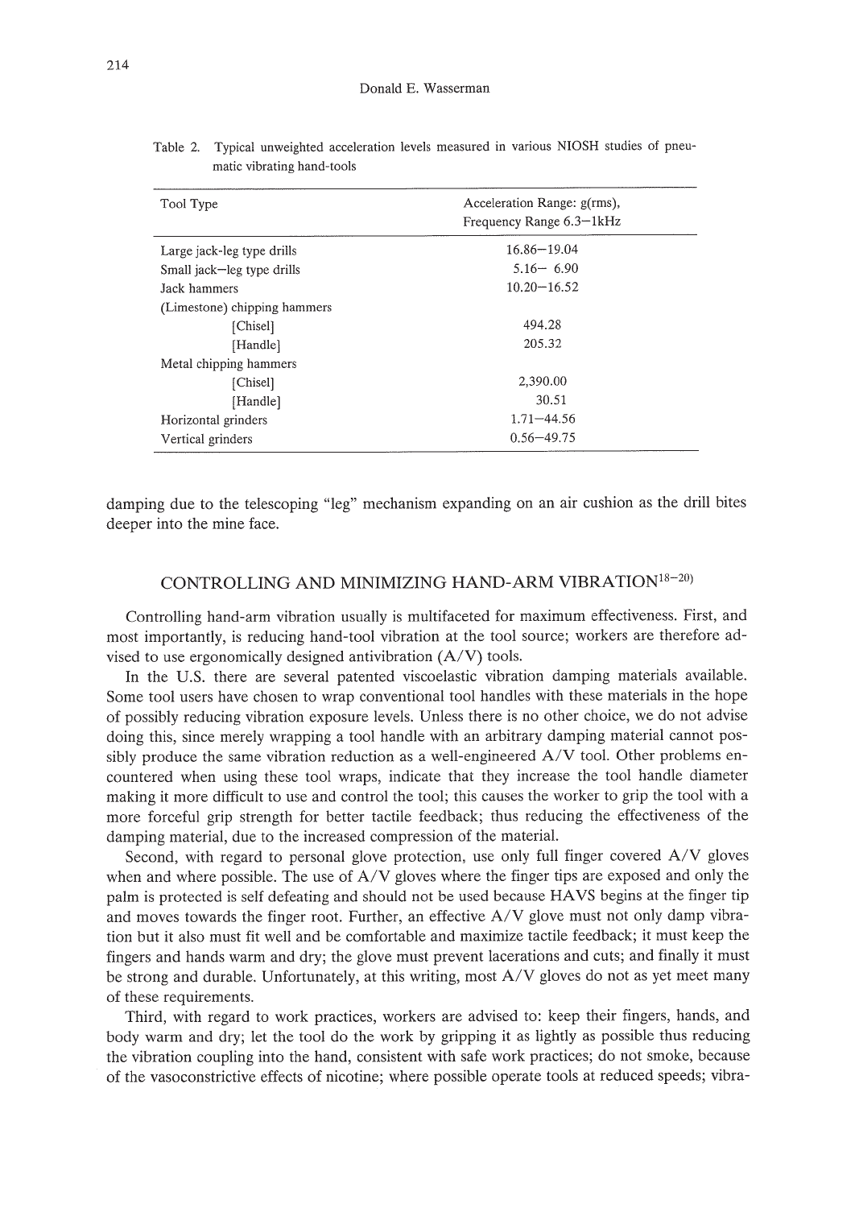Table 2. Typical unweighted acceleration levels measured in various NIOSH studies of pneumatic vibrating hand-tools

| Tool Type | Acceleration Range: g(rms), Frequency Range 6.3–1kHz |
|---|---|
| Large jack-leg type drills | 16.86–19.04 |
| Small jack–leg type drills | 5.16– 6.90 |
| Jack hammers | 10.20–16.52 |
| (Limestone) chipping hammers | |
| [Chisel] | 494.28 |
| [Handle] | 205.32 |
| Metal chipping hammers | |
| [Chisel] | 2,390.00 |
| [Handle] | 30.51 |
| Horizontal grinders | 1.71–44.56 |
| Vertical grinders | 0.56–49.75 |

damping due to the telescoping "leg" mechanism expanding on an air cushion as the drill bites deeper into the mine face.

## CONTROLLING AND MINIMIZING HAND-ARM VIBRATION[18–20]

Controlling hand-arm vibration usually is multifaceted for maximum effectiveness. First, and most importantly, is reducing hand-tool vibration at the tool source; workers are therefore advised to use ergonomically designed antivibration (A/V) tools.

In the U.S. there are several patented viscoelastic vibration damping materials available. Some tool users have chosen to wrap conventional tool handles with these materials in the hope of possibly reducing vibration exposure levels. Unless there is no other choice, we do not advise doing this, since merely wrapping a tool handle with an arbitrary damping material cannot possibly produce the same vibration reduction as a well-engineered A/V tool. Other problems encountered when using these tool wraps, indicate that they increase the tool handle diameter making it more difficult to use and control the tool; this causes the worker to grip the tool with a more forceful grip strength for better tactile feedback; thus reducing the effectiveness of the damping material, due to the increased compression of the material.

Second, with regard to personal glove protection, use only full finger covered A/V gloves when and where possible. The use of A/V gloves where the finger tips are exposed and only the palm is protected is self defeating and should not be used because HAVS begins at the finger tip and moves towards the finger root. Further, an effective A/V glove must not only damp vibration but it also must fit well and be comfortable and maximize tactile feedback; it must keep the fingers and hands warm and dry; the glove must prevent lacerations and cuts; and finally it must be strong and durable. Unfortunately, at this writing, most A/V gloves do not as yet meet many of these requirements.

Third, with regard to work practices, workers are advised to: keep their fingers, hands, and body warm and dry; let the tool do the work by gripping it as lightly as possible thus reducing the vibration coupling into the hand, consistent with safe work practices; do not smoke, because of the vasoconstrictive effects of nicotine; where possible operate tools at reduced speeds; vibra-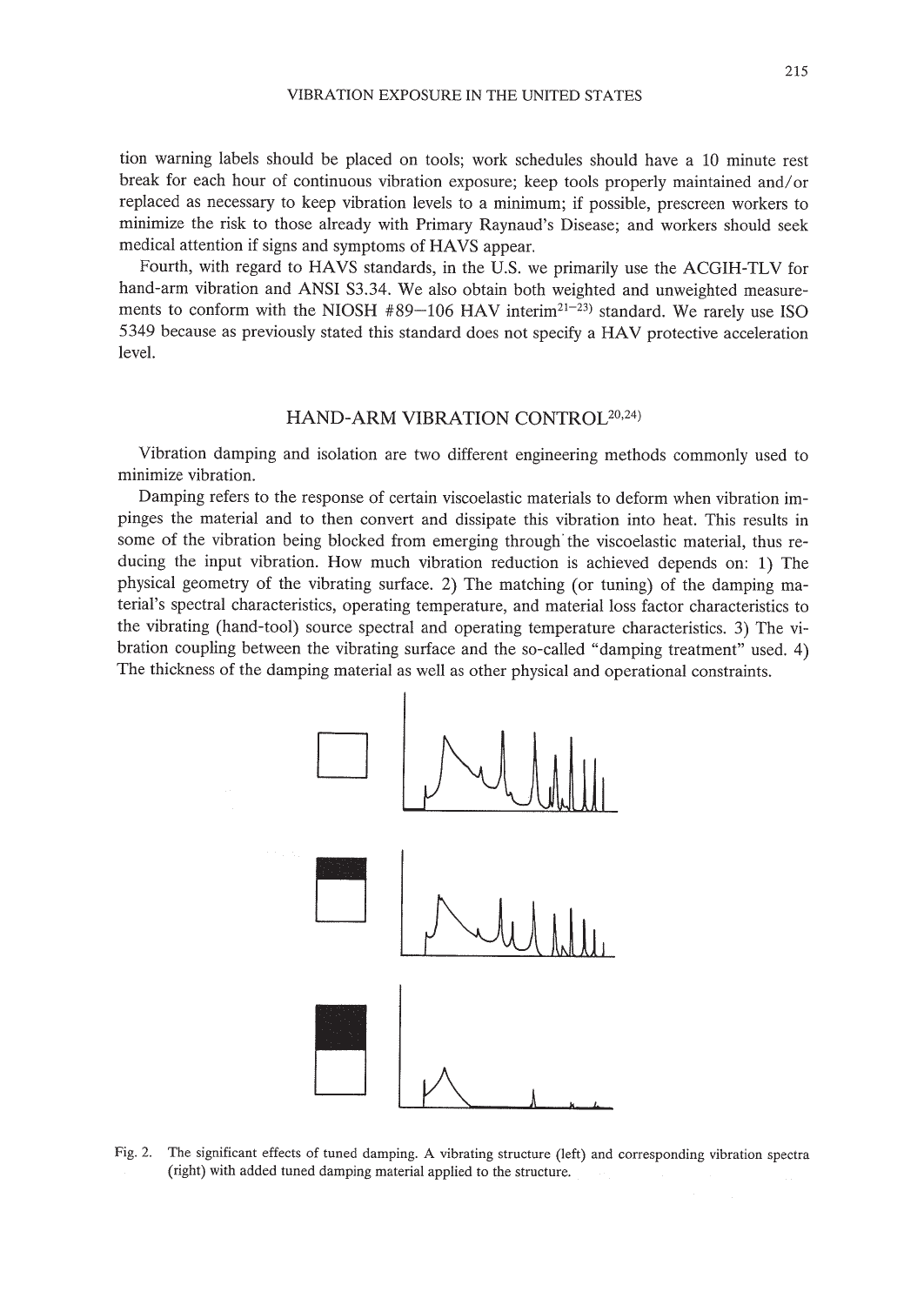tion warning labels should be placed on tools; work schedules should have a 10 minute rest break for each hour of continuous vibration exposure; keep tools properly maintained and/or replaced as necessary to keep vibration levels to a minimum; if possible, prescreen workers to minimize the risk to those already with Primary Raynaud's Disease; and workers should seek medical attention if signs and symptoms of HAVS appear.

Fourth, with regard to HAVS standards, in the U.S. we primarily use the ACGIH-TLV for hand-arm vibration and ANSI S3.34. We also obtain both weighted and unweighted measurements to conform with the NIOSH #89–106 HAV interim[21–23] standard. We rarely use ISO 5349 because as previously stated this standard does not specify a HAV protective acceleration level.

## HAND-ARM VIBRATION CONTROL[20,24]

Vibration damping and isolation are two different engineering methods commonly used to minimize vibration.

Damping refers to the response of certain viscoelastic materials to deform when vibration impinges the material and to then convert and dissipate this vibration into heat. This results in some of the vibration being blocked from emerging through the viscoelastic material, thus reducing the input vibration. How much vibration reduction is achieved depends on: 1) The physical geometry of the vibrating surface. 2) The matching (or tuning) of the damping material's spectral characteristics, operating temperature, and material loss factor characteristics to the vibrating (hand-tool) source spectral and operating temperature characteristics. 3) The vibration coupling between the vibrating surface and the so-called "damping treatment" used. 4) The thickness of the damping material as well as other physical and operational constraints.

Fig. 2. The significant effects of tuned damping. A vibrating structure (left) and corresponding vibration spectra (right) with added tuned damping material applied to the structure.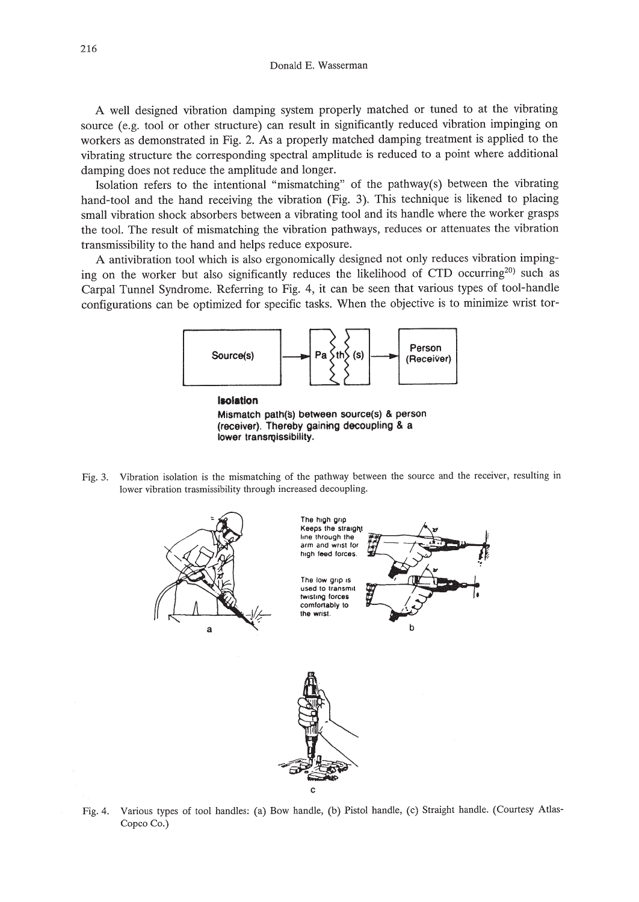A well designed vibration damping system properly matched or tuned to at the vibrating source (e.g. tool or other structure) can result in significantly reduced vibration impinging on workers as demonstrated in Fig. 2. As a properly matched damping treatment is applied to the vibrating structure the corresponding spectral amplitude is reduced to a point where additional damping does not reduce the amplitude and longer.

Isolation refers to the intentional "mismatching" of the pathway(s) between the vibrating hand-tool and the hand receiving the vibration (Fig. 3). This technique is likened to placing small vibration shock absorbers between a vibrating tool and its handle where the worker grasps the tool. The result of mismatching the vibration pathways, reduces or attenuates the vibration transmissibility to the hand and helps reduce exposure.

A antivibration tool which is also ergonomically designed not only reduces vibration impinging on the worker but also significantly reduces the likelihood of CTD occurring[20] such as Carpal Tunnel Syndrome. Referring to Fig. 4, it can be seen that various types of tool-handle configurations can be optimized for specific tasks. When the objective is to minimize wrist tor-

Source(s) → Path(s) → Person (Receiver)

**Isolation**

**Mismatch path(s) between source(s) & person (receiver). Thereby gaining decoupling & a lower transmissibility.**

Fig. 3. Vibration isolation is the mismatching of the pathway between the source and the receiver, resulting in lower vibration trasmissibility through increased decoupling.

The high grip Keeps the straight line through the arm and wrist for high feed forces.

The low grip is used to transmit twisting forces comfortably to the wrist.

a b c

Fig. 4. Various types of tool handles: (a) Bow handle, (b) Pistol handle, (c) Straight handle. (Courtesy Atlas-Copco Co.)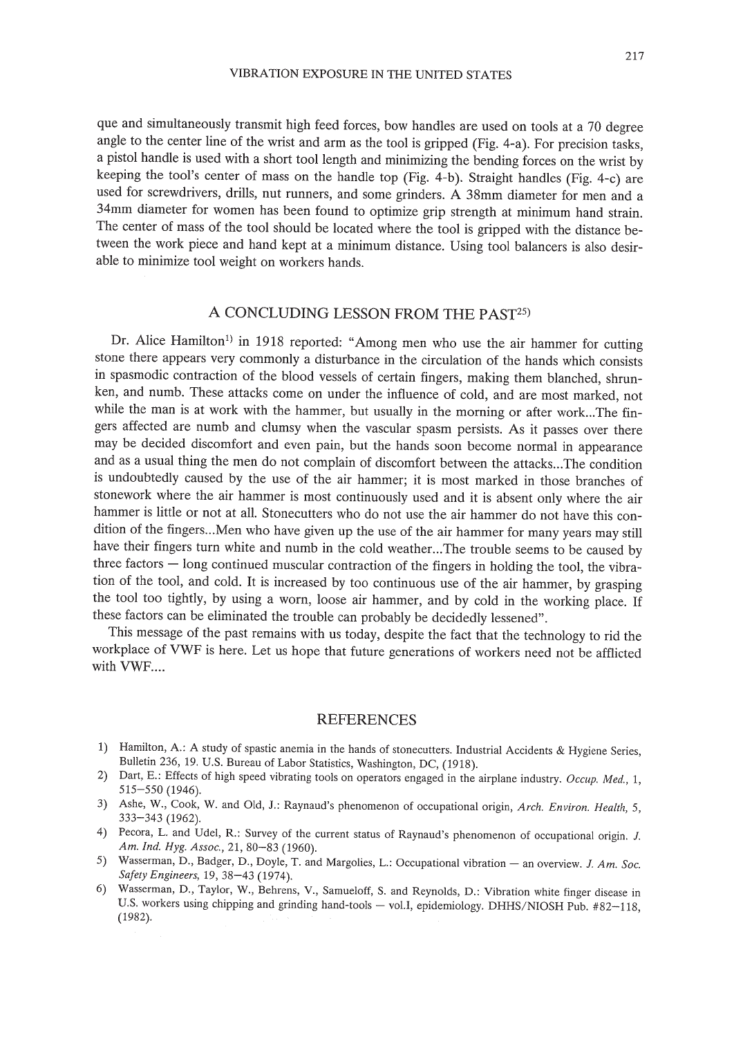que and simultaneously transmit high feed forces, bow handles are used on tools at a 70 degree angle to the center line of the wrist and arm as the tool is gripped (Fig. 4-a). For precision tasks, a pistol handle is used with a short tool length and minimizing the bending forces on the wrist by keeping the tool's center of mass on the handle top (Fig. 4-b). Straight handles (Fig. 4-c) are used for screwdrivers, drills, nut runners, and some grinders. A 38mm diameter for men and a 34mm diameter for women has been found to optimize grip strength at minimum hand strain. The center of mass of the tool should be located where the tool is gripped with the distance between the work piece and hand kept at a minimum distance. Using tool balancers is also desirable to minimize tool weight on workers hands.

## A CONCLUDING LESSON FROM THE PAST[25]

Dr. Alice Hamilton[1] in 1918 reported: "Among men who use the air hammer for cutting stone there appears very commonly a disturbance in the circulation of the hands which consists in spasmodic contraction of the blood vessels of certain fingers, making them blanched, shrunken, and numb. These attacks come on under the influence of cold, and are most marked, not while the man is at work with the hammer, but usually in the morning or after work...The fingers affected are numb and clumsy when the vascular spasm persists. As it passes over there may be decided discomfort and even pain, but the hands soon become normal in appearance and as a usual thing the men do not complain of discomfort between the attacks...The condition is undoubtedly caused by the use of the air hammer; it is most marked in those branches of stonework where the air hammer is most continuously used and it is absent only where the air hammer is little or not at all. Stonecutters who do not use the air hammer do not have this condition of the fingers...Men who have given up the use of the air hammer for many years may still have their fingers turn white and numb in the cold weather...The trouble seems to be caused by three factors — long continued muscular contraction of the fingers in holding the tool, the vibration of the tool, and cold. It is increased by too continuous use of the air hammer, by grasping the tool too tightly, by using a worn, loose air hammer, and by cold in the working place. If these factors can be eliminated the trouble can probably be decidedly lessened".

This message of the past remains with us today, despite the fact that the technology to rid the workplace of VWF is here. Let us hope that future generations of workers need not be afflicted with VWF....

## REFERENCES

1) Hamilton, A.: A study of spastic anemia in the hands of stonecutters. Industrial Accidents & Hygiene Series, Bulletin 236, 19. U.S. Bureau of Labor Statistics, Washington, DC, (1918).
2) Dart, E.: Effects of high speed vibrating tools on operators engaged in the airplane industry. *Occup. Med.*, 1, 515–550 (1946).
3) Ashe, W., Cook, W. and Old, J.: Raynaud's phenomenon of occupational origin, *Arch. Environ. Health*, 5, 333–343 (1962).
4) Pecora, L. and Udel, R.: Survey of the current status of Raynaud's phenomenon of occupational origin. *J. Am. Ind. Hyg. Assoc.*, 21, 80–83 (1960).
5) Wasserman, D., Badger, D., Doyle, T. and Margolies, L.: Occupational vibration — an overview. *J. Am. Soc. Safety Engineers*, 19, 38–43 (1974).
6) Wasserman, D., Taylor, W., Behrens, V., Samueloff, S. and Reynolds, D.: Vibration white finger disease in U.S. workers using chipping and grinding hand-tools — vol.I, epidemiology. DHHS/NIOSH Pub. #82–118, (1982).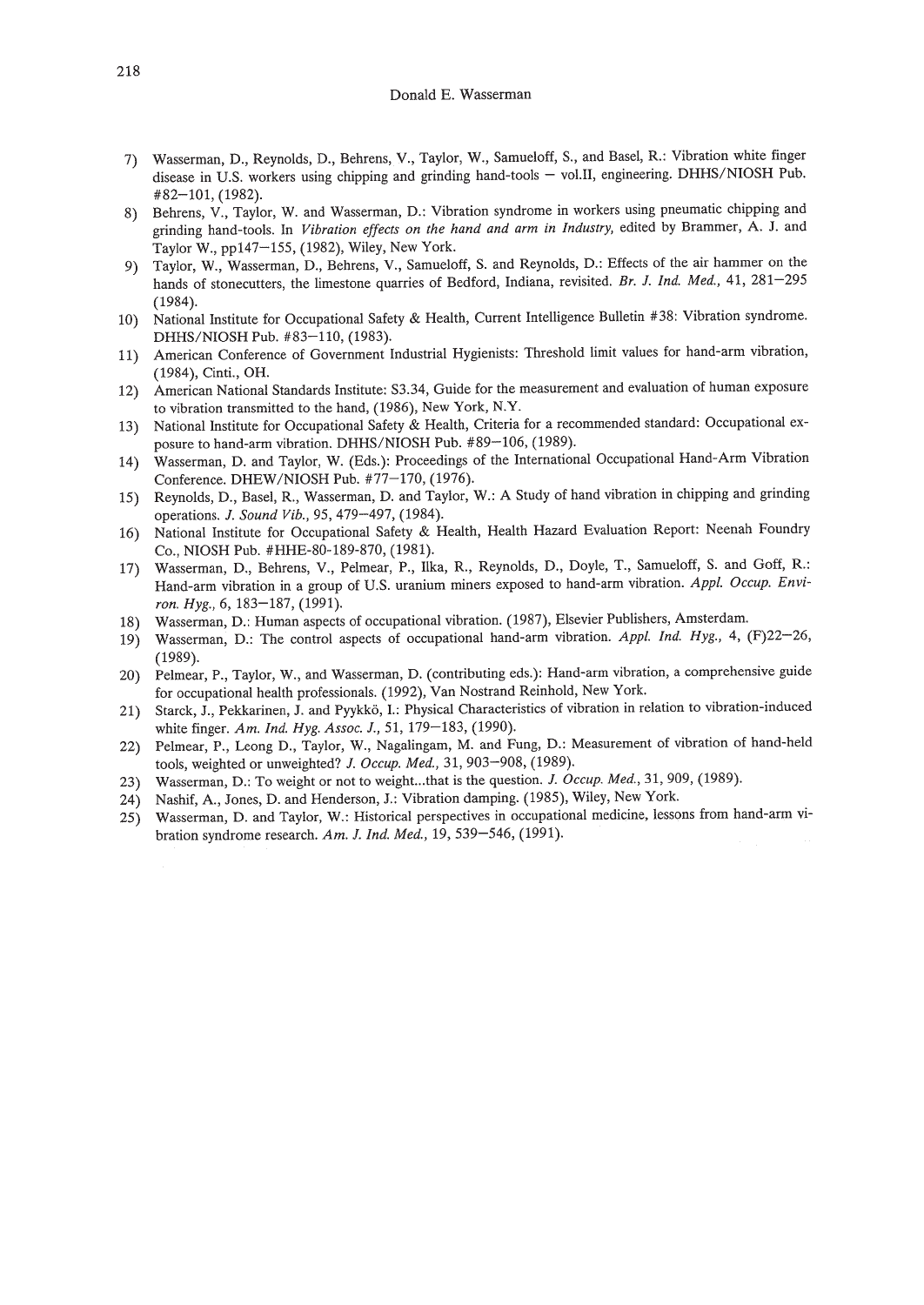7) Wasserman, D., Reynolds, D., Behrens, V., Taylor, W., Samueloff, S., and Basel, R.: Vibration white finger disease in U.S. workers using chipping and grinding hand-tools – vol.II, engineering. DHHS/NIOSH Pub. #82–101, (1982).
8) Behrens, V., Taylor, W. and Wasserman, D.: Vibration syndrome in workers using pneumatic chipping and grinding hand-tools. In *Vibration effects on the hand and arm in Industry,* edited by Brammer, A. J. and Taylor W., pp147–155, (1982), Wiley, New York.
9) Taylor, W., Wasserman, D., Behrens, V., Samueloff, S. and Reynolds, D.: Effects of the air hammer on the hands of stonecutters, the limestone quarries of Bedford, Indiana, revisited. *Br. J. Ind. Med.,* 41, 281–295 (1984).
10) National Institute for Occupational Safety & Health, Current Intelligence Bulletin #38: Vibration syndrome. DHHS/NIOSH Pub. #83–110, (1983).
11) American Conference of Government Industrial Hygienists: Threshold limit values for hand-arm vibration, (1984), Cinti., OH.
12) American National Standards Institute: S3.34, Guide for the measurement and evaluation of human exposure to vibration transmitted to the hand, (1986), New York, N.Y.
13) National Institute for Occupational Safety & Health, Criteria for a recommended standard: Occupational exposure to hand-arm vibration. DHHS/NIOSH Pub. #89–106, (1989).
14) Wasserman, D. and Taylor, W. (Eds.): Proceedings of the International Occupational Hand-Arm Vibration Conference. DHEW/NIOSH Pub. #77–170, (1976).
15) Reynolds, D., Basel, R., Wasserman, D. and Taylor, W.: A Study of hand vibration in chipping and grinding operations. *J. Sound Vib.,* 95, 479–497, (1984).
16) National Institute for Occupational Safety & Health, Health Hazard Evaluation Report: Neenah Foundry Co., NIOSH Pub. #HHE-80-189-870, (1981).
17) Wasserman, D., Behrens, V., Pelmear, P., Ilka, R., Reynolds, D., Doyle, T., Samueloff, S. and Goff, R.: Hand-arm vibration in a group of U.S. uranium miners exposed to hand-arm vibration. *Appl. Occup. Environ. Hyg.,* 6, 183–187, (1991).
18) Wasserman, D.: Human aspects of occupational vibration. (1987), Elsevier Publishers, Amsterdam.
19) Wasserman, D.: The control aspects of occupational hand-arm vibration. *Appl. Ind. Hyg.,* 4, (F)22–26, (1989).
20) Pelmear, P., Taylor, W., and Wasserman, D. (contributing eds.): Hand-arm vibration, a comprehensive guide for occupational health professionals. (1992), Van Nostrand Reinhold, New York.
21) Starck, J., Pekkarinen, J. and Pyykkö, I.: Physical Characteristics of vibration in relation to vibration-induced white finger. *Am. Ind. Hyg. Assoc. J.,* 51, 179–183, (1990).
22) Pelmear, P., Leong D., Taylor, W., Nagalingam, M. and Fung, D.: Measurement of vibration of hand-held tools, weighted or unweighted? *J. Occup. Med.,* 31, 903–908, (1989).
23) Wasserman, D.: To weight or not to weight...that is the question. *J. Occup. Med.,* 31, 909, (1989).
24) Nashif, A., Jones, D. and Henderson, J.: Vibration damping. (1985), Wiley, New York.
25) Wasserman, D. and Taylor, W.: Historical perspectives in occupational medicine, lessons from hand-arm vibration syndrome research. *Am. J. Ind. Med.,* 19, 539–546, (1991).